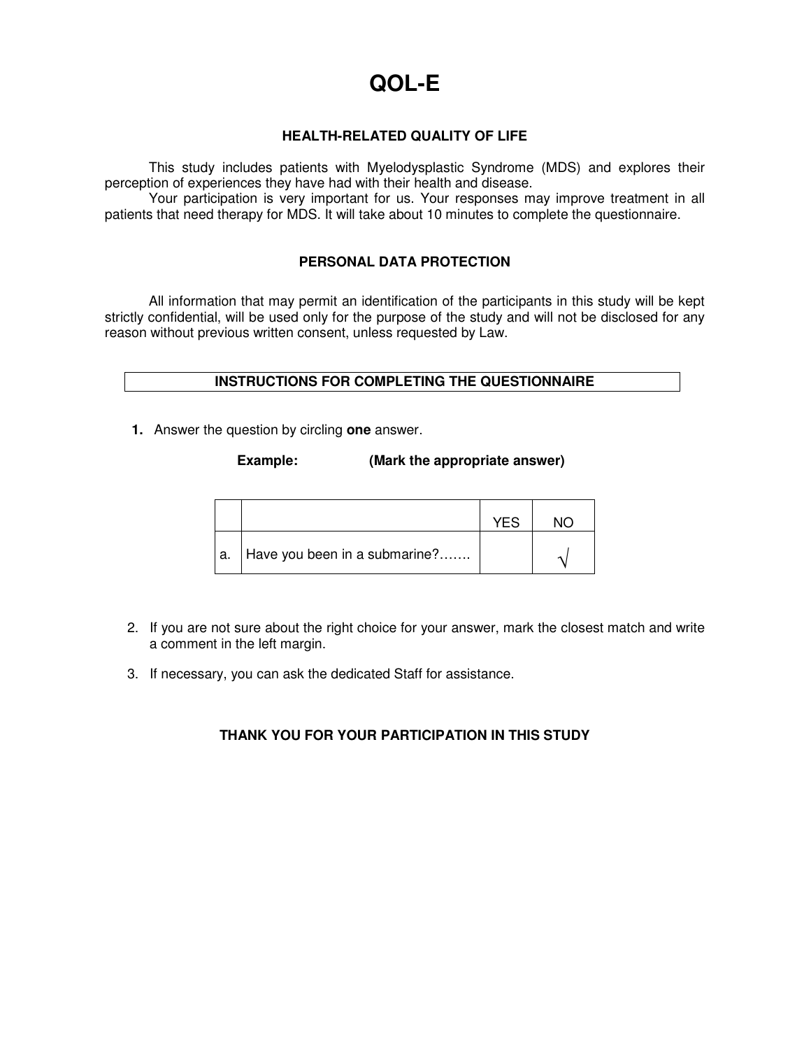# QOL-E

### HEALTH-RELATED QUALITY OF LIFE

This study includes patients with Myelodysplastic Syndrome (MDS) and explores their perception of experiences they have had with their health and disease.

Your participation is very important for us. Your responses may improve treatment in all patients that need therapy for MDS. It will take about 10 minutes to complete the questionnaire.

### PERSONAL DATA PROTECTION

All information that may permit an identification of the participants in this study will be kept strictly confidential, will be used only for the purpose of the study and will not be disclosed for any reason without previous written consent, unless requested by Law.

### INSTRUCTIONS FOR COMPLETING THE QUESTIONNAIRE

1. Answer the question by circling **one** answer.

**Example:** **(Mark the appropriate answer)**

| | | YES | NO |
|---|---|---|---|
| a. | Have you been in a submarine?……. | | √ |

2. If you are not sure about the right choice for your answer, mark the closest match and write a comment in the left margin.
3. If necessary, you can ask the dedicated Staff for assistance.

**THANK YOU FOR YOUR PARTICIPATION IN THIS STUDY**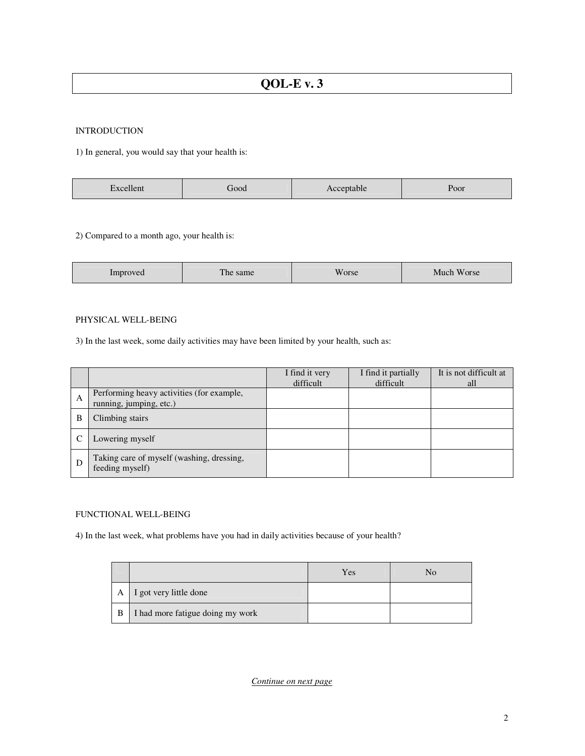# QOL-E v. 3

INTRODUCTION

1) In general, you would say that your health is:

| Excellent | Good | Acceptable | Poor |
|---|---|---|---|

2) Compared to a month ago, your health is:

| Improved | The same | Worse | Much Worse |
|---|---|---|---|

PHYSICAL WELL-BEING

3) In the last week, some daily activities may have been limited by your health, such as:

| | | I find it very difficult | I find it partially difficult | It is not difficult at all |
|---|---|---|---|---|
| A | Performing heavy activities (for example, running, jumping, etc.) | | | |
| B | Climbing stairs | | | |
| C | Lowering myself | | | |
| D | Taking care of myself (washing, dressing, feeding myself) | | | |

FUNCTIONAL WELL-BEING

4) In the last week, what problems have you had in daily activities because of your health?

| | | Yes | No |
|---|---|---|---|
| A | I got very little done | | |
| B | I had more fatigue doing my work | | |

*Continue on next page*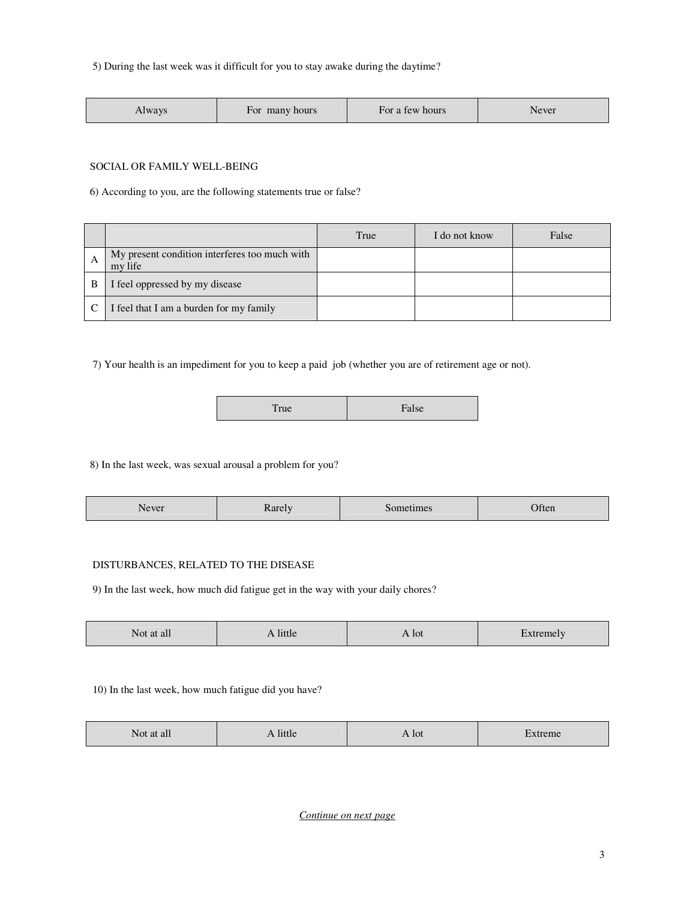5) During the last week was it difficult for you to stay awake during the daytime?

| Always | For many hours | For a few hours | Never |
|---|---|---|---|

SOCIAL OR FAMILY WELL-BEING

6) According to you, are the following statements true or false?

| | | True | I do not know | False |
|---|---|---|---|---|
| A | My present condition interferes too much with my life | | | |
| B | I feel oppressed by my disease | | | |
| C | I feel that I am a burden for my family | | | |

7) Your health is an impediment for you to keep a paid job (whether you are of retirement age or not).

| True | False |
|---|---|

8) In the last week, was sexual arousal a problem for you?

| Never | Rarely | Sometimes | Often |
|---|---|---|---|

DISTURBANCES, RELATED TO THE DISEASE

9) In the last week, how much did fatigue get in the way with your daily chores?

| Not at all | A little | A lot | Extremely |
|---|---|---|---|

10) In the last week, how much fatigue did you have?

| Not at all | A little | A lot | Extreme |
|---|---|---|---|

*Continue on next page*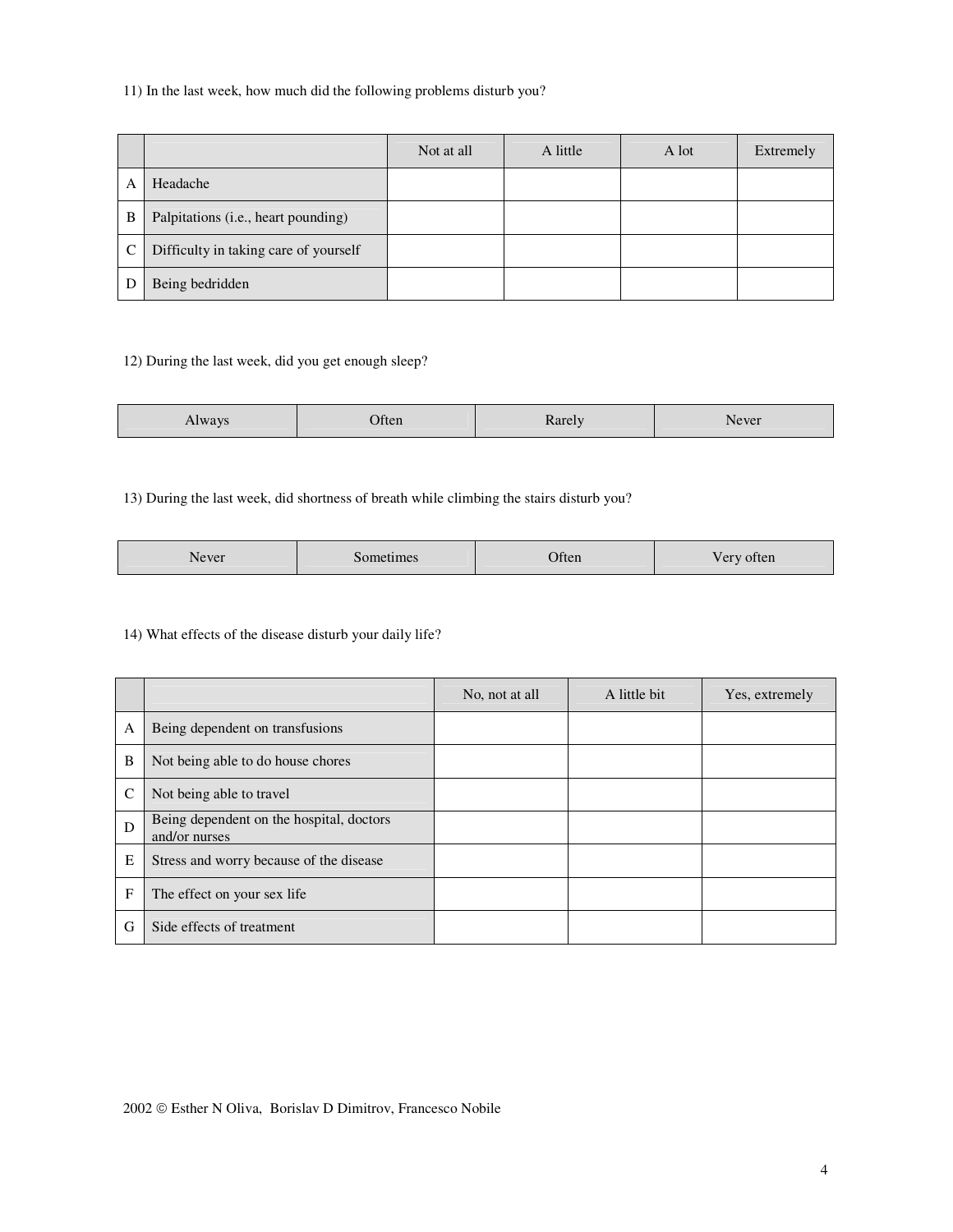11) In the last week, how much did the following problems disturb you?

| | | Not at all | A little | A lot | Extremely |
|---|---|---|---|---|---|
| A | Headache | | | | |
| B | Palpitations (i.e., heart pounding) | | | | |
| C | Difficulty in taking care of yourself | | | | |
| D | Being bedridden | | | | |

12) During the last week, did you get enough sleep?

| | | | |
|---|---|---|---|
| Always | Often | Rarely | Never |

13) During the last week, did shortness of breath while climbing the stairs disturb you?

| | | | |
|---|---|---|---|
| Never | Sometimes | Often | Very often |

14) What effects of the disease disturb your daily life?

| | | No, not at all | A little bit | Yes, extremely |
|---|---|---|---|---|
| A | Being dependent on transfusions | | | |
| B | Not being able to do house chores | | | |
| C | Not being able to travel | | | |
| D | Being dependent on the hospital, doctors and/or nurses | | | |
| E | Stress and worry because of the disease | | | |
| F | The effect on your sex life | | | |
| G | Side effects of treatment | | | |

2002 © Esther N Oliva, Borislav D Dimitrov, Francesco Nobile